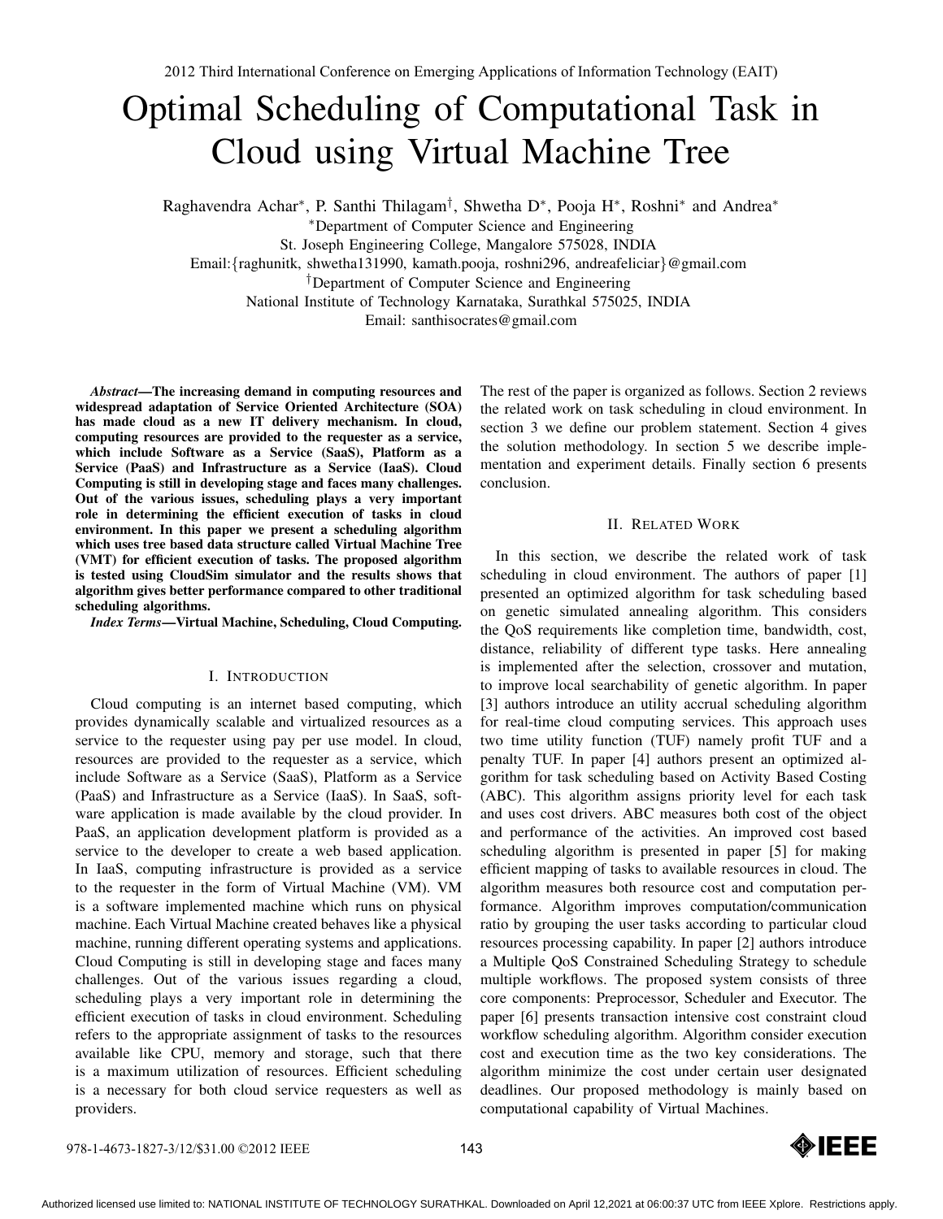# Optimal Scheduling of Computational Task in Cloud using Virtual Machine Tree

Raghavendra Achar[*], P. Santhi Thilagam[†], Shwetha D[*], Pooja H[*], Roshni[*] and Andrea[*]

[*]Department of Computer Science and Engineering
St. Joseph Engineering College, Mangalore 575028, INDIA
Email:{raghunitk, shwetha131990, kamath.pooja, roshni296, andreafeliciar}@gmail.com

[†]Department of Computer Science and Engineering
National Institute of Technology Karnataka, Surathkal 575025, INDIA
Email: santhisocrates@gmail.com

***Abstract*—The increasing demand in computing resources and widespread adaptation of Service Oriented Architecture (SOA) has made cloud as a new IT delivery mechanism. In cloud, computing resources are provided to the requester as a service, which include Software as a Service (SaaS), Platform as a Service (PaaS) and Infrastructure as a Service (IaaS). Cloud Computing is still in developing stage and faces many challenges. Out of the various issues, scheduling plays a very important role in determining the efficient execution of tasks in cloud environment. In this paper we present a scheduling algorithm which uses tree based data structure called Virtual Machine Tree (VMT) for efficient execution of tasks. The proposed algorithm is tested using CloudSim simulator and the results shows that algorithm gives better performance compared to other traditional scheduling algorithms.**

***Index Terms*—Virtual Machine, Scheduling, Cloud Computing.**

## I. Introduction

Cloud computing is an internet based computing, which provides dynamically scalable and virtualized resources as a service to the requester using pay per use model. In cloud, resources are provided to the requester as a service, which include Software as a Service (SaaS), Platform as a Service (PaaS) and Infrastructure as a Service (IaaS). In SaaS, software application is made available by the cloud provider. In PaaS, an application development platform is provided as a service to the developer to create a web based application. In IaaS, computing infrastructure is provided as a service to the requester in the form of Virtual Machine (VM). VM is a software implemented machine which runs on physical machine. Each Virtual Machine created behaves like a physical machine, running different operating systems and applications. Cloud Computing is still in developing stage and faces many challenges. Out of the various issues regarding a cloud, scheduling plays a very important role in determining the efficient execution of tasks in cloud environment. Scheduling refers to the appropriate assignment of tasks to the resources available like CPU, memory and storage, such that there is a maximum utilization of resources. Efficient scheduling is a necessary for both cloud service requesters as well as providers.

The rest of the paper is organized as follows. Section 2 reviews the related work on task scheduling in cloud environment. In section 3 we define our problem statement. Section 4 gives the solution methodology. In section 5 we describe implementation and experiment details. Finally section 6 presents conclusion.

## II. Related Work

In this section, we describe the related work of task scheduling in cloud environment. The authors of paper [1] presented an optimized algorithm for task scheduling based on genetic simulated annealing algorithm. This considers the QoS requirements like completion time, bandwidth, cost, distance, reliability of different type tasks. Here annealing is implemented after the selection, crossover and mutation, to improve local searchability of genetic algorithm. In paper [3] authors introduce an utility accrual scheduling algorithm for real-time cloud computing services. This approach uses two time utility function (TUF) namely profit TUF and a penalty TUF. In paper [4] authors present an optimized algorithm for task scheduling based on Activity Based Costing (ABC). This algorithm assigns priority level for each task and uses cost drivers. ABC measures both cost of the object and performance of the activities. An improved cost based scheduling algorithm is presented in paper [5] for making efficient mapping of tasks to available resources in cloud. The algorithm measures both resource cost and computation performance. Algorithm improves computation/communication ratio by grouping the user tasks according to particular cloud resources processing capability. In paper [2] authors introduce a Multiple QoS Constrained Scheduling Strategy to schedule multiple workflows. The proposed system consists of three core components: Preprocessor, Scheduler and Executor. The paper [6] presents transaction intensive cost constraint cloud workflow scheduling algorithm. Algorithm consider execution cost and execution time as the two key considerations. The algorithm minimize the cost under certain user designated deadlines. Our proposed methodology is mainly based on computational capability of Virtual Machines.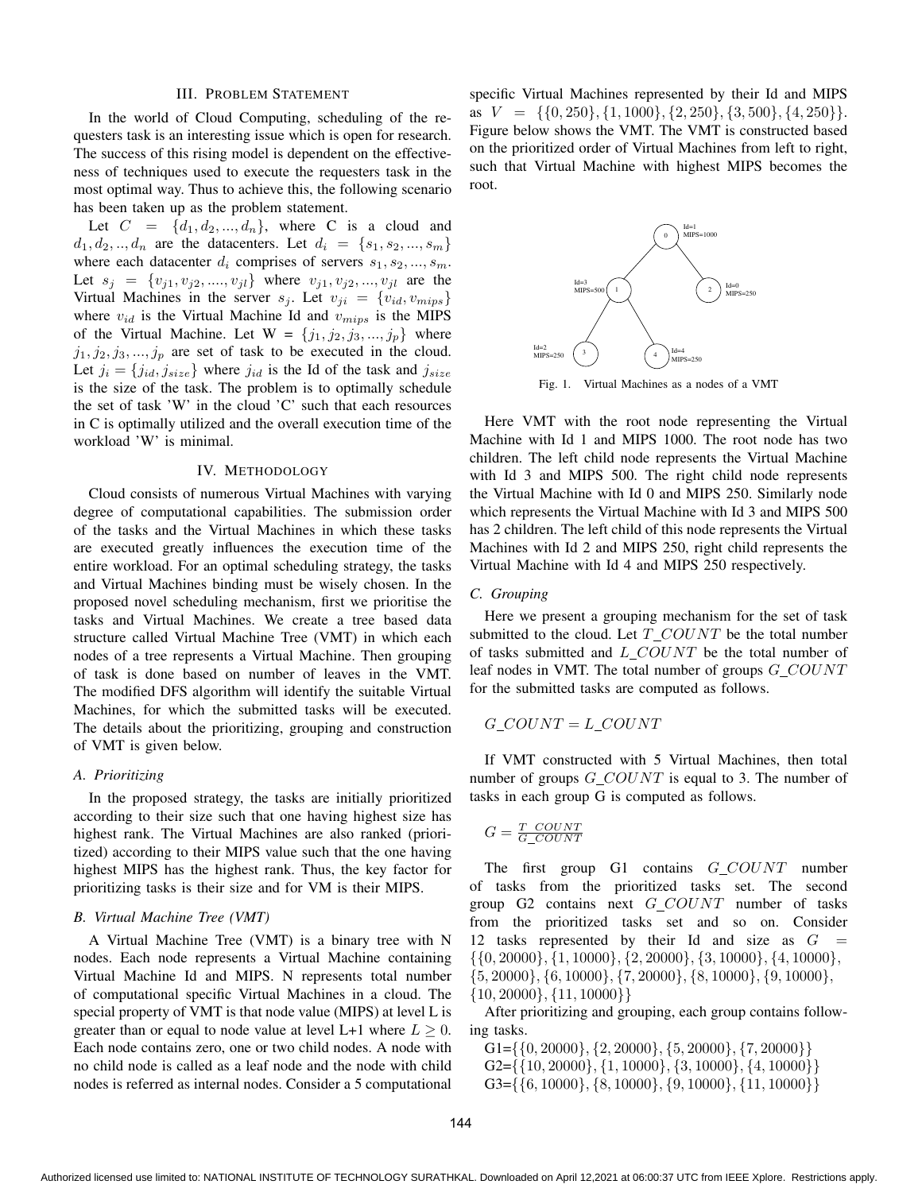## III. Problem Statement

In the world of Cloud Computing, scheduling of the requesters task is an interesting issue which is open for research. The success of this rising model is dependent on the effectiveness of techniques used to execute the requesters task in the most optimal way. Thus to achieve this, the following scenario has been taken up as the problem statement.

Let $C = \{d_1, d_2, ..., d_n\}$, where C is a cloud and $d_1, d_2, .., d_n$ are the datacenters. Let $d_i = \{s_1, s_2, ..., s_m\}$ where each datacenter $d_i$ comprises of servers $s_1, s_2, ..., s_m$. Let $s_j = \{v_{j1}, v_{j2}, ...., v_{jl}\}$ where $v_{j1}, v_{j2}, ..., v_{jl}$ are the Virtual Machines in the server $s_j$. Let $v_{ji} = \{v_{id}, v_{mips}\}$ where $v_{id}$ is the Virtual Machine Id and $v_{mips}$ is the MIPS of the Virtual Machine. Let W = $\{j_1, j_2, j_3, ..., j_p\}$ where $j_1, j_2, j_3, ..., j_p$ are set of task to be executed in the cloud. Let $j_i = \{j_{id}, j_{size}\}$ where $j_{id}$ is the Id of the task and $j_{size}$ is the size of the task. The problem is to optimally schedule the set of task 'W' in the cloud 'C' such that each resources in C is optimally utilized and the overall execution time of the workload 'W' is minimal.

## IV. Methodology

Cloud consists of numerous Virtual Machines with varying degree of computational capabilities. The submission order of the tasks and the Virtual Machines in which these tasks are executed greatly influences the execution time of the entire workload. For an optimal scheduling strategy, the tasks and Virtual Machines binding must be wisely chosen. In the proposed novel scheduling mechanism, first we prioritise the tasks and Virtual Machines. We create a tree based data structure called Virtual Machine Tree (VMT) in which each nodes of a tree represents a Virtual Machine. Then grouping of task is done based on number of leaves in the VMT. The modified DFS algorithm will identify the suitable Virtual Machines, for which the submitted tasks will be executed. The details about the prioritizing, grouping and construction of VMT is given below.

### A. Prioritizing

In the proposed strategy, the tasks are initially prioritized according to their size such that one having highest size has highest rank. The Virtual Machines are also ranked (prioritized) according to their MIPS value such that the one having highest MIPS has the highest rank. Thus, the key factor for prioritizing tasks is their size and for VM is their MIPS.

### B. Virtual Machine Tree (VMT)

A Virtual Machine Tree (VMT) is a binary tree with N nodes. Each node represents a Virtual Machine containing Virtual Machine Id and MIPS. N represents total number of computational specific Virtual Machines in a cloud. The special property of VMT is that node value (MIPS) at level L is greater than or equal to node value at level L+1 where $L \geq 0$. Each node contains zero, one or two child nodes. A node with no child node is called as a leaf node and the node with child nodes is referred as internal nodes. Consider a 5 computational specific Virtual Machines represented by their Id and MIPS as $V = \{\{0, 250\}, \{1, 1000\}, \{2, 250\}, \{3, 500\}, \{4, 250\}\}$. Figure below shows the VMT. The VMT is constructed based on the prioritized order of Virtual Machines from left to right, such that Virtual Machine with highest MIPS becomes the root.

0
Id=1
MIPS=1000
1
Id=3
MIPS=500
2
Id=0
MIPS=250
3
Id=2
MIPS=250
4
Id=4
MIPS=250

Fig. 1. Virtual Machines as a nodes of a VMT

Here VMT with the root node representing the Virtual Machine with Id 1 and MIPS 1000. The root node has two children. The left child node represents the Virtual Machine with Id 3 and MIPS 500. The right child node represents the Virtual Machine with Id 0 and MIPS 250. Similarly node which represents the Virtual Machine with Id 3 and MIPS 500 has 2 children. The left child of this node represents the Virtual Machines with Id 2 and MIPS 250, right child represents the Virtual Machine with Id 4 and MIPS 250 respectively.

### C. Grouping

Here we present a grouping mechanism for the set of task submitted to the cloud. Let $T\_COUNT$ be the total number of tasks submitted and $L\_COUNT$ be the total number of leaf nodes in VMT. The total number of groups $G\_COUNT$ for the submitted tasks are computed as follows.

$$G\_COUNT = L\_COUNT$$

If VMT constructed with 5 Virtual Machines, then total number of groups $G\_COUNT$ is equal to 3. The number of tasks in each group G is computed as follows.

$$G = \frac{T\_COUNT}{G\_COUNT}$$

The first group G1 contains $G\_COUNT$ number of tasks from the prioritized tasks set. The second group G2 contains next $G\_COUNT$ number of tasks from the prioritized tasks set and so on. Consider 12 tasks represented by their Id and size as $G = \{\{0, 20000\}, \{1, 10000\}, \{2, 20000\}, \{3, 10000\}, \{4, 10000\}, \{5, 20000\}, \{6, 10000\}, \{7, 20000\}, \{8, 10000\}, \{9, 10000\}, \{10, 20000\}, \{11, 10000\}\}$

After prioritizing and grouping, each group contains following tasks.

G1=$\{\{0, 20000\}, \{2, 20000\}, \{5, 20000\}, \{7, 20000\}\}$
G2=$\{\{10, 20000\}, \{1, 10000\}, \{3, 10000\}, \{4, 10000\}\}$
G3=$\{\{6, 10000\}, \{8, 10000\}, \{9, 10000\}, \{11, 10000\}\}$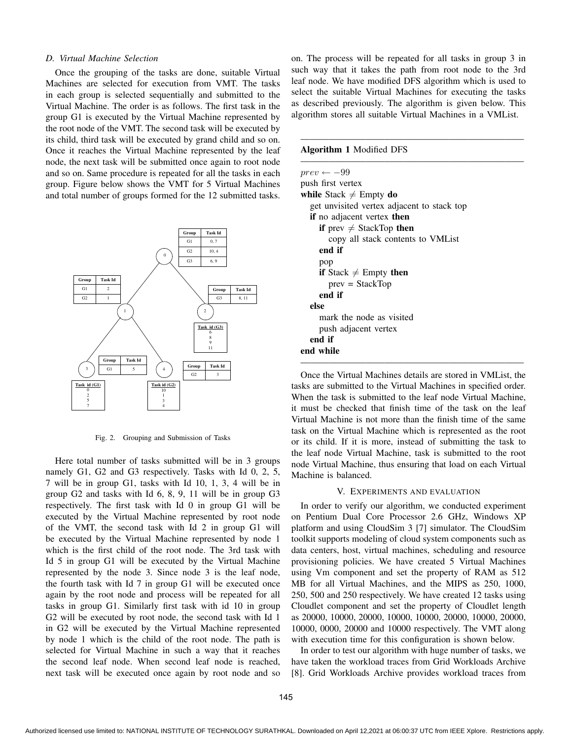### D. Virtual Machine Selection

Once the grouping of the tasks are done, suitable Virtual Machines are selected for execution from VMT. The tasks in each group is selected sequentially and submitted to the Virtual Machine. The order is as follows. The first task in the group G1 is executed by the Virtual Machine represented by the root node of the VMT. The second task will be executed by its child, third task will be executed by grand child and so on. Once it reaches the Virtual Machine represented by the leaf node, the next task will be submitted once again to root node and so on. Same procedure is repeated for all the tasks in each group. Figure below shows the VMT for 5 Virtual Machines and total number of groups formed for the 12 submitted tasks.

Fig. 2. Grouping and Submission of Tasks

Here total number of tasks submitted will be in 3 groups namely G1, G2 and G3 respectively. Tasks with Id 0, 2, 5, 7 will be in group G1, tasks with Id 10, 1, 3, 4 will be in group G2 and tasks with Id 6, 8, 9, 11 will be in group G3 respectively. The first task with Id 0 in group G1 will be executed by the Virtual Machine represented by root node of the VMT, the second task with Id 2 in group G1 will be executed by the Virtual Machine represented by node 1 which is the first child of the root node. The 3rd task with Id 5 in group G1 will be executed by the Virtual Machine represented by the node 3. Since node 3 is the leaf node, the fourth task with Id 7 in group G1 will be executed once again by the root node and process will be repeated for all tasks in group G1. Similarly first task with id 10 in group G2 will be executed by root node, the second task with Id 1 in G2 will be executed by the Virtual Machine represented by node 1 which is the child of the root node. The path is selected for Virtual Machine in such a way that it reaches the second leaf node. When second leaf node is reached, next task will be executed once again by root node and so on. The process will be repeated for all tasks in group 3 in such way that it takes the path from root node to the 3rd leaf node. We have modified DFS algorithm which is used to select the suitable Virtual Machines for executing the tasks as described previously. The algorithm is given below. This algorithm stores all suitable Virtual Machines in a VMList.

**Algorithm 1** Modified DFS

```
prev ← −99
push first vertex
while Stack ≠ Empty do
    get unvisited vertex adjacent to stack top
    if no adjacent vertex then
        if prev ≠ StackTop then
            copy all stack contents to VMList
        end if
        pop
        if Stack ≠ Empty then
            prev = StackTop
        end if
    else
        mark the node as visited
        push adjacent vertex
    end if
end while
```

Once the Virtual Machines details are stored in VMList, the tasks are submitted to the Virtual Machines in specified order. When the task is submitted to the leaf node Virtual Machine, it must be checked that finish time of the task on the leaf Virtual Machine is not more than the finish time of the same task on the Virtual Machine which is represented as the root or its child. If it is more, instead of submitting the task to the leaf node Virtual Machine, task is submitted to the root node Virtual Machine, thus ensuring that load on each Virtual Machine is balanced.

## V. Experiments and Evaluation

In order to verify our algorithm, we conducted experiment on Pentium Dual Core Processor 2.6 GHz, Windows XP platform and using CloudSim 3 [7] simulator. The CloudSim toolkit supports modeling of cloud system components such as data centers, host, virtual machines, scheduling and resource provisioning policies. We have created 5 Virtual Machines using Vm component and set the property of RAM as 512 MB for all Virtual Machines, and the MIPS as 250, 1000, 250, 500 and 250 respectively. We have created 12 tasks using Cloudlet component and set the property of Cloudlet length as 20000, 10000, 20000, 10000, 10000, 20000, 10000, 20000, 10000, 0000, 20000 and 10000 respectively. The VMT along with execution time for this configuration is shown below.

In order to test our algorithm with huge number of tasks, we have taken the workload traces from Grid Workloads Archive [8]. Grid Workloads Archive provides workload traces from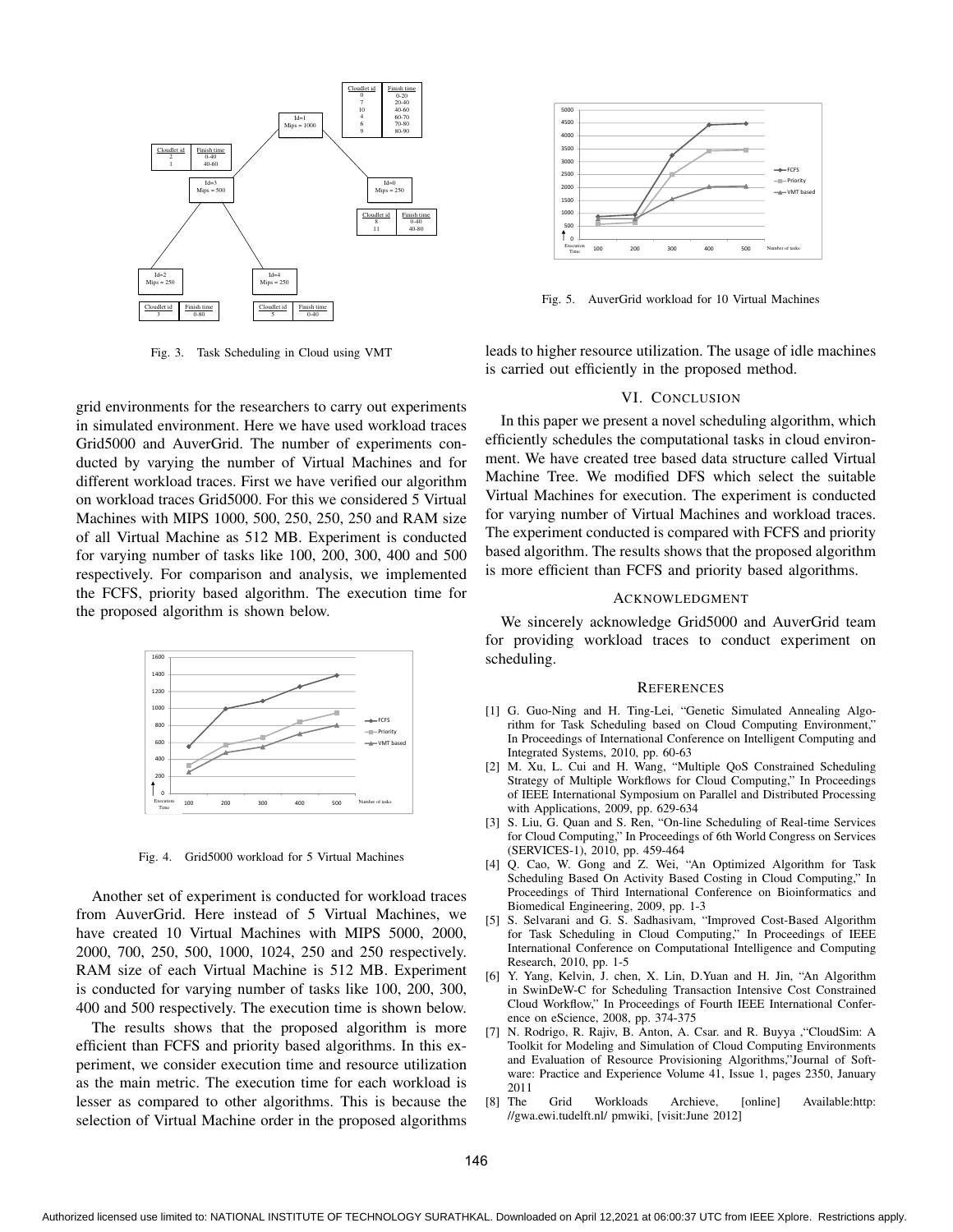Id=1
Mips = 1000

| Cloudlet id | Finish time |
| --- | --- |
| 0 | 0-20 |
| 7 | 20-40 |
| 10 | 40-60 |
| 4 | 60-70 |
| 6 | 70-80 |
| 9 | 80-90 |

Id=3
Mips = 500

| Cloudlet id | Finish time |
| --- | --- |
| 2 | 0-40 |
| 1 | 40-60 |

Id=0
Mips = 250

| Cloudlet id | Finish time |
| --- | --- |
| 8 | 0-40 |
| 11 | 40-80 |

Id=2
Mips = 250

| Cloudlet id | Finish time |
| --- | --- |
| 3 | 0-80 |

Id=4
Mips = 250

| Cloudlet id | Finish time |
| --- | --- |
| 5 | 0-40 |

Fig. 3. Task Scheduling in Cloud using VMT

grid environments for the researchers to carry out experiments in simulated environment. Here we have used workload traces Grid5000 and AuverGrid. The number of experiments conducted by varying the number of Virtual Machines and for different workload traces. First we have verified our algorithm on workload traces Grid5000. For this we considered 5 Virtual Machines with MIPS 1000, 500, 250, 250, 250 and RAM size of all Virtual Machine as 512 MB. Experiment is conducted for varying number of tasks like 100, 200, 300, 400 and 500 respectively. For comparison and analysis, we implemented the FCFS, priority based algorithm. The execution time for the proposed algorithm is shown below.

1600
1400
1200
1000
800
600
400
200
0
Execution Time
100 200 300 400 500
Number of tasks
FCFS
Priority
VMT based

Fig. 4. Grid5000 workload for 5 Virtual Machines

Another set of experiment is conducted for workload traces from AuverGrid. Here instead of 5 Virtual Machines, we have created 10 Virtual Machines with MIPS 5000, 2000, 2000, 700, 250, 500, 1000, 1024, 250 and 250 respectively. RAM size of each Virtual Machine is 512 MB. Experiment is conducted for varying number of tasks like 100, 200, 300, 400 and 500 respectively. The execution time is shown below.

The results shows that the proposed algorithm is more efficient than FCFS and priority based algorithms. In this experiment, we consider execution time and resource utilization as the main metric. The execution time for each workload is lesser as compared to other algorithms. This is because the selection of Virtual Machine order in the proposed algorithms leads to higher resource utilization. The usage of idle machines is carried out efficiently in the proposed method.

5000
4500
4000
3500
3000
2500
2000
1500
1000
500
0
Execution Time
100 200 300 400 500
Number of tasks
FCFS
Priority
VMT based

Fig. 5. AuverGrid workload for 10 Virtual Machines

## VI. Conclusion

In this paper we present a novel scheduling algorithm, which efficiently schedules the computational tasks in cloud environment. We have created tree based data structure called Virtual Machine Tree. We modified DFS which select the suitable Virtual Machines for execution. The experiment is conducted for varying number of Virtual Machines and workload traces. The experiment conducted is compared with FCFS and priority based algorithm. The results shows that the proposed algorithm is more efficient than FCFS and priority based algorithms.

## Acknowledgment

We sincerely acknowledge Grid5000 and AuverGrid team for providing workload traces to conduct experiment on scheduling.

## References

[1] G. Guo-Ning and H. Ting-Lei, "Genetic Simulated Annealing Algorithm for Task Scheduling based on Cloud Computing Environment," In Proceedings of International Conference on Intelligent Computing and Integrated Systems, 2010, pp. 60-63

[2] M. Xu, L. Cui and H. Wang, "Multiple QoS Constrained Scheduling Strategy of Multiple Workflows for Cloud Computing," In Proceedings of IEEE International Symposium on Parallel and Distributed Processing with Applications, 2009, pp. 629-634

[3] S. Liu, G. Quan and S. Ren, "On-line Scheduling of Real-time Services for Cloud Computing," In Proceedings of 6th World Congress on Services (SERVICES-1), 2010, pp. 459-464

[4] Q. Cao, W. Gong and Z. Wei, "An Optimized Algorithm for Task Scheduling Based On Activity Based Costing in Cloud Computing," In Proceedings of Third International Conference on Bioinformatics and Biomedical Engineering, 2009, pp. 1-3

[5] S. Selvarani and G. S. Sadhasivam, "Improved Cost-Based Algorithm for Task Scheduling in Cloud Computing," In Proceedings of IEEE International Conference on Computational Intelligence and Computing Research, 2010, pp. 1-5

[6] Y. Yang, Kelvin, J. chen, X. Lin, D.Yuan and H. Jin, "An Algorithm in SwinDeW-C for Scheduling Transaction Intensive Cost Constrained Cloud Workflow," In Proceedings of Fourth IEEE International Conference on eScience, 2008, pp. 374-375

[7] N. Rodrigo, R. Rajiv, B. Anton, A. Csar. and R. Buyya ,"CloudSim: A Toolkit for Modeling and Simulation of Cloud Computing Environments and Evaluation of Resource Provisioning Algorithms,"Journal of Software: Practice and Experience Volume 41, Issue 1, pages 2350, January 2011

[8] The Grid Workloads Archieve, [online] Available:http: //gwa.ewi.tudelft.nl/ pmwiki, [visit:June 2012]